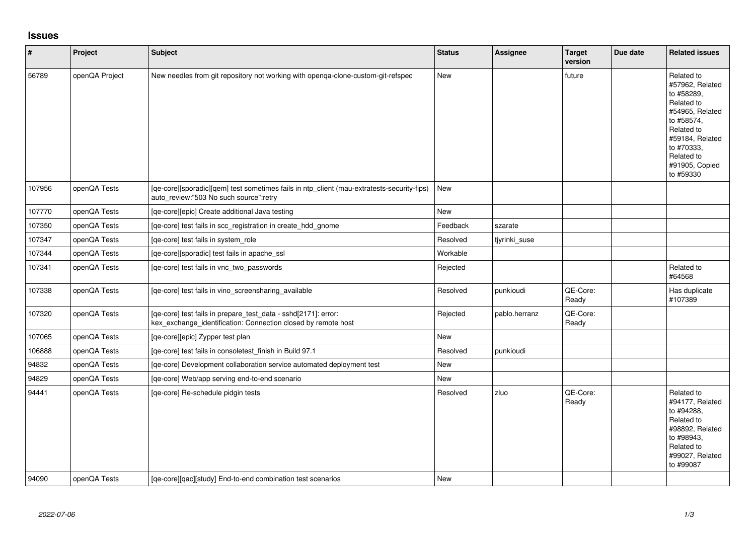## Issues

| # | Project | Subject | Status | Assignee | Target version | Due date | Related issues |
|---|---|---|---|---|---|---|---|
| 56789 | openQA Project | New needles from git repository not working with openqa-clone-custom-git-refspec | New | | future | | Related to #57962, Related to #58289, Related to #54965, Related to #58574, Related to #59184, Related to #70333, Related to #91905, Copied to #59330 |
| 107956 | openQA Tests | [qe-core][sporadic][qem] test sometimes fails in ntp_client (mau-extratests-security-fips) auto_review:"503 No such source":retry | New | | | | |
| 107770 | openQA Tests | [qe-core][epic] Create additional Java testing | New | | | | |
| 107350 | openQA Tests | [qe-core] test fails in scc_registration in create_hdd_gnome | Feedback | szarate | | | |
| 107347 | openQA Tests | [qe-core] test fails in system_role | Resolved | tjyrinki_suse | | | |
| 107344 | openQA Tests | [qe-core][sporadic] test fails in apache_ssl | Workable | | | | |
| 107341 | openQA Tests | [qe-core] test fails in vnc_two_passwords | Rejected | | | | Related to #64568 |
| 107338 | openQA Tests | [qe-core] test fails in vino_screensharing_available | Resolved | punkioudi | QE-Core: Ready | | Has duplicate #107389 |
| 107320 | openQA Tests | [qe-core] test fails in prepare_test_data - sshd[2171]: error: kex_exchange_identification: Connection closed by remote host | Rejected | pablo.herranz | QE-Core: Ready | | |
| 107065 | openQA Tests | [qe-core][epic] Zypper test plan | New | | | | |
| 106888 | openQA Tests | [qe-core] test fails in consoletest_finish in Build 97.1 | Resolved | punkioudi | | | |
| 94832 | openQA Tests | [qe-core] Development collaboration service automated deployment test | New | | | | |
| 94829 | openQA Tests | [qe-core] Web/app serving end-to-end scenario | New | | | | |
| 94441 | openQA Tests | [qe-core] Re-schedule pidgin tests | Resolved | zluo | QE-Core: Ready | | Related to #94177, Related to #94288, Related to #98892, Related to #98943, Related to #99027, Related to #99087 |
| 94090 | openQA Tests | [qe-core][qac][study] End-to-end combination test scenarios | New | | | | |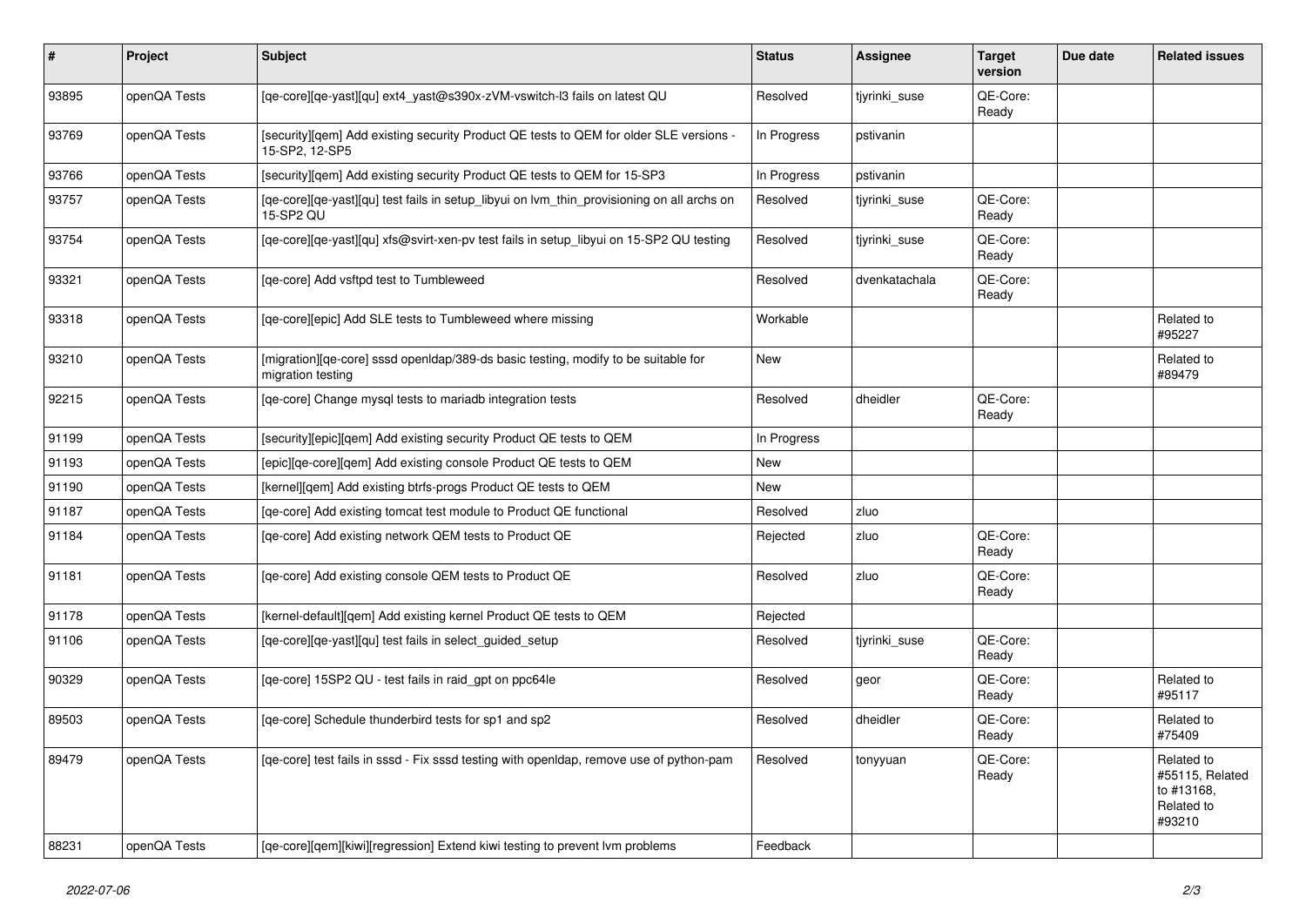| # | Project | Subject | Status | Assignee | Target version | Due date | Related issues |
|---|---|---|---|---|---|---|---|
| 93895 | openQA Tests | [qe-core][qe-yast][qu] ext4_yast@s390x-zVM-vswitch-l3 fails on latest QU | Resolved | tjyrinki_suse | QE-Core: Ready | | |
| 93769 | openQA Tests | [security][qem] Add existing security Product QE tests to QEM for older SLE versions - 15-SP2, 12-SP5 | In Progress | pstivanin | | | |
| 93766 | openQA Tests | [security][qem] Add existing security Product QE tests to QEM for 15-SP3 | In Progress | pstivanin | | | |
| 93757 | openQA Tests | [qe-core][qe-yast][qu] test fails in setup_libyui on lvm_thin_provisioning on all archs on 15-SP2 QU | Resolved | tjyrinki_suse | QE-Core: Ready | | |
| 93754 | openQA Tests | [qe-core][qe-yast][qu] xfs@svirt-xen-pv test fails in setup_libyui on 15-SP2 QU testing | Resolved | tjyrinki_suse | QE-Core: Ready | | |
| 93321 | openQA Tests | [qe-core] Add vsftpd test to Tumbleweed | Resolved | dvenkatachala | QE-Core: Ready | | |
| 93318 | openQA Tests | [qe-core][epic] Add SLE tests to Tumbleweed where missing | Workable | | | | Related to #95227 |
| 93210 | openQA Tests | [migration][qe-core] sssd openldap/389-ds basic testing, modify to be suitable for migration testing | New | | | | Related to #89479 |
| 92215 | openQA Tests | [qe-core] Change mysql tests to mariadb integration tests | Resolved | dheidler | QE-Core: Ready | | |
| 91199 | openQA Tests | [security][epic][qem] Add existing security Product QE tests to QEM | In Progress | | | | |
| 91193 | openQA Tests | [epic][qe-core][qem] Add existing console Product QE tests to QEM | New | | | | |
| 91190 | openQA Tests | [kernel][qem] Add existing btrfs-progs Product QE tests to QEM | New | | | | |
| 91187 | openQA Tests | [qe-core] Add existing tomcat test module to Product QE functional | Resolved | zluo | | | |
| 91184 | openQA Tests | [qe-core] Add existing network QEM tests to Product QE | Rejected | zluo | QE-Core: Ready | | |
| 91181 | openQA Tests | [qe-core] Add existing console QEM tests to Product QE | Resolved | zluo | QE-Core: Ready | | |
| 91178 | openQA Tests | [kernel-default][qem] Add existing kernel Product QE tests to QEM | Rejected | | | | |
| 91106 | openQA Tests | [qe-core][qe-yast][qu] test fails in select_guided_setup | Resolved | tjyrinki_suse | QE-Core: Ready | | |
| 90329 | openQA Tests | [qe-core] 15SP2 QU - test fails in raid_gpt on ppc64le | Resolved | geor | QE-Core: Ready | | Related to #95117 |
| 89503 | openQA Tests | [qe-core] Schedule thunderbird tests for sp1 and sp2 | Resolved | dheidler | QE-Core: Ready | | Related to #75409 |
| 89479 | openQA Tests | [qe-core] test fails in sssd - Fix sssd testing with openldap, remove use of python-pam | Resolved | tonyyuan | QE-Core: Ready | | Related to #55115, Related to #13168, Related to #93210 |
| 88231 | openQA Tests | [qe-core][qem][kiwi][regression] Extend kiwi testing to prevent lvm problems | Feedback | | | | |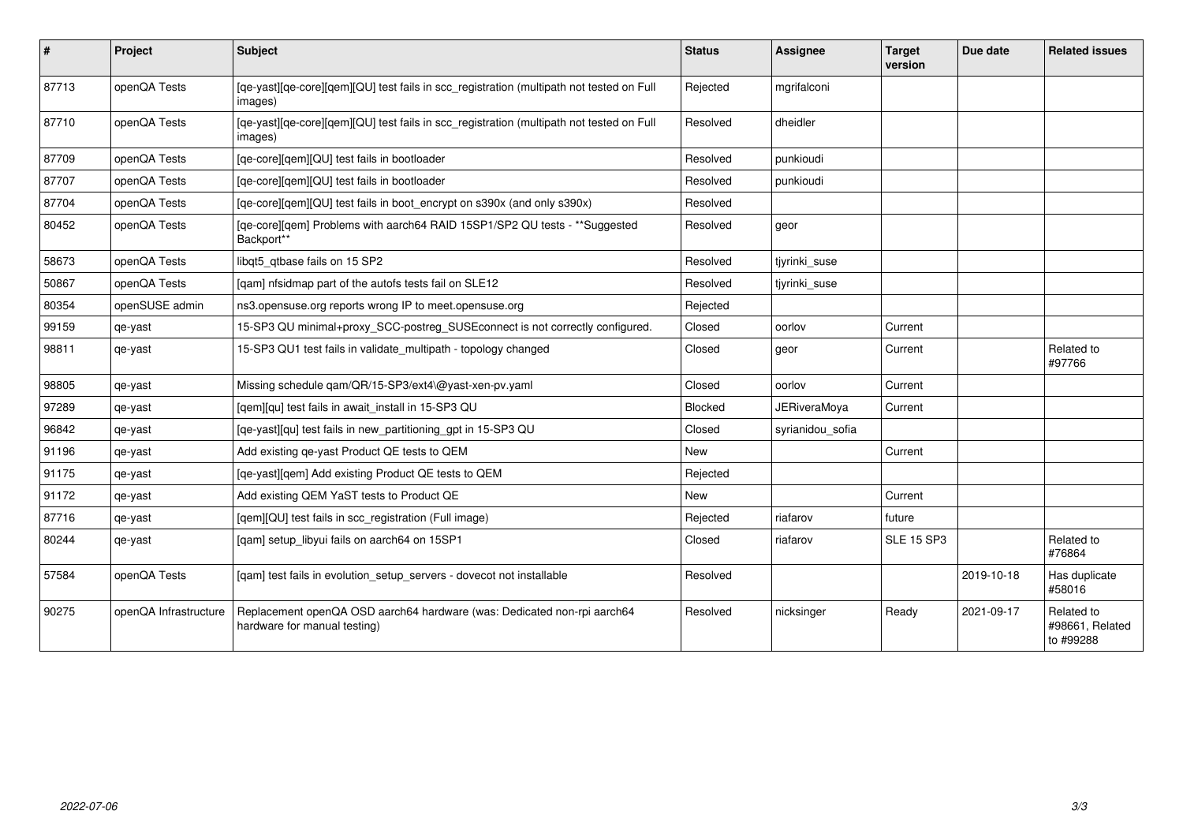| # | Project | Subject | Status | Assignee | Target version | Due date | Related issues |
|---|---|---|---|---|---|---|---|
| 87713 | openQA Tests | [qe-yast][qe-core][qem][QU] test fails in scc_registration (multipath not tested on Full images) | Rejected | mgrifalconi | | | |
| 87710 | openQA Tests | [qe-yast][qe-core][qem][QU] test fails in scc_registration (multipath not tested on Full images) | Resolved | dheidler | | | |
| 87709 | openQA Tests | [qe-core][qem][QU] test fails in bootloader | Resolved | punkioudi | | | |
| 87707 | openQA Tests | [qe-core][qem][QU] test fails in bootloader | Resolved | punkioudi | | | |
| 87704 | openQA Tests | [qe-core][qem][QU] test fails in boot_encrypt on s390x (and only s390x) | Resolved | | | | |
| 80452 | openQA Tests | [qe-core][qem] Problems with aarch64 RAID 15SP1/SP2 QU tests - **Suggested Backport** | Resolved | geor | | | |
| 58673 | openQA Tests | libqt5_qtbase fails on 15 SP2 | Resolved | tjyrinki_suse | | | |
| 50867 | openQA Tests | [qam] nfsidmap part of the autofs tests fail on SLE12 | Resolved | tjyrinki_suse | | | |
| 80354 | openSUSE admin | ns3.opensuse.org reports wrong IP to meet.opensuse.org | Rejected | | | | |
| 99159 | qe-yast | 15-SP3 QU minimal+proxy_SCC-postreg_SUSEconnect is not correctly configured. | Closed | oorlov | Current | | |
| 98811 | qe-yast | 15-SP3 QU1 test fails in validate_multipath - topology changed | Closed | geor | Current | | Related to #97766 |
| 98805 | qe-yast | Missing schedule qam/QR/15-SP3/ext4\@yast-xen-pv.yaml | Closed | oorlov | Current | | |
| 97289 | qe-yast | [qem][qu] test fails in await_install in 15-SP3 QU | Blocked | JERiveraMoya | Current | | |
| 96842 | qe-yast | [qe-yast][qu] test fails in new_partitioning_gpt in 15-SP3 QU | Closed | syrianidou_sofia | | | |
| 91196 | qe-yast | Add existing qe-yast Product QE tests to QEM | New | | Current | | |
| 91175 | qe-yast | [qe-yast][qem] Add existing Product QE tests to QEM | Rejected | | | | |
| 91172 | qe-yast | Add existing QEM YaST tests to Product QE | New | | Current | | |
| 87716 | qe-yast | [qem][QU] test fails in scc_registration (Full image) | Rejected | riafarov | future | | |
| 80244 | qe-yast | [qam] setup_libyui fails on aarch64 on 15SP1 | Closed | riafarov | SLE 15 SP3 | | Related to #76864 |
| 57584 | openQA Tests | [qam] test fails in evolution_setup_servers - dovecot not installable | Resolved | | | 2019-10-18 | Has duplicate #58016 |
| 90275 | openQA Infrastructure | Replacement openQA OSD aarch64 hardware (was: Dedicated non-rpi aarch64 hardware for manual testing) | Resolved | nicksinger | Ready | 2021-09-17 | Related to #98661, Related to #99288 |